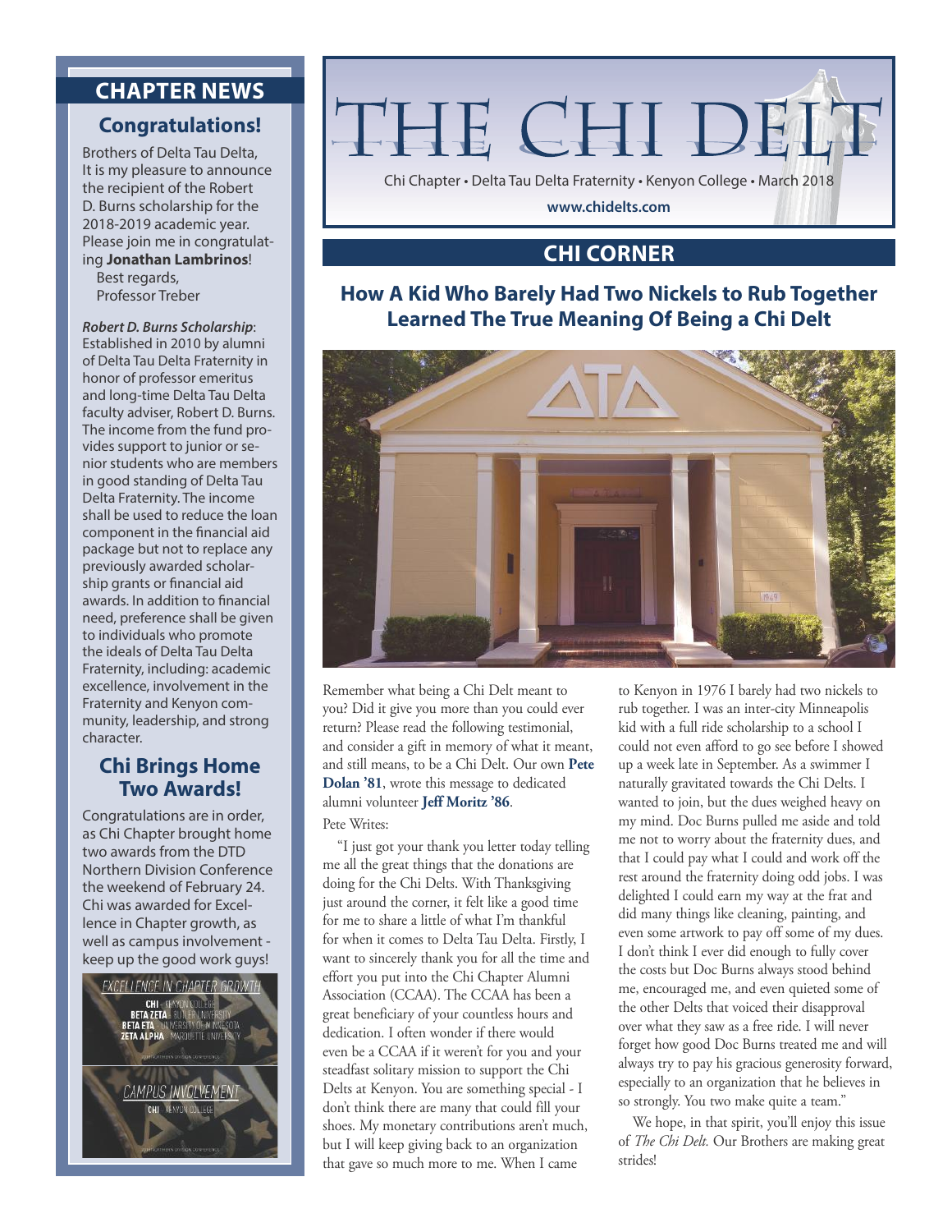# THE CHI DELT

Chi Chapter • Delta Tau Delta Fraternity • Kenyon College • March 2018

www.chidelts.com

## CHI CORNER

### How A Kid Who Barely Had Two Nickels to Rub Together Learned The True Meaning Of Being a Chi Delt

Remember what being a Chi Delt meant to you? Did it give you more than you could ever return? Please read the following testimonial, and consider a gift in memory of what it meant, and still means, to be a Chi Delt. Our own **Pete Dolan '81**, wrote this message to dedicated alumni volunteer **Jeff Moritz '86**.

Pete Writes:

"I just got your thank you letter today telling me all the great things that the donations are doing for the Chi Delts. With Thanksgiving just around the corner, it felt like a good time for me to share a little of what I'm thankful for when it comes to Delta Tau Delta. Firstly, I want to sincerely thank you for all the time and effort you put into the Chi Chapter Alumni Association (CCAA). The CCAA has been a great beneficiary of your countless hours and dedication. I often wonder if there would even be a CCAA if it weren't for you and your steadfast solitary mission to support the Chi Delts at Kenyon. You are something special - I don't think there are many that could fill your shoes. My monetary contributions aren't much, but I will keep giving back to an organization that gave so much more to me. When I came to Kenyon in 1976 I barely had two nickels to rub together. I was an inter-city Minneapolis kid with a full ride scholarship to a school I could not even afford to go see before I showed up a week late in September. As a swimmer I naturally gravitated towards the Chi Delts. I wanted to join, but the dues weighed heavy on my mind. Doc Burns pulled me aside and told me not to worry about the fraternity dues, and that I could pay what I could and work off the rest around the fraternity doing odd jobs. I was delighted I could earn my way at the frat and did many things like cleaning, painting, and even some artwork to pay off some of my dues. I don't think I ever did enough to fully cover the costs but Doc Burns always stood behind me, encouraged me, and even quieted some of the other Delts that voiced their disapproval over what they saw as a free ride. I will never forget how good Doc Burns treated me and will always try to pay his gracious generosity forward, especially to an organization that he believes in so strongly. You two make quite a team."

We hope, in that spirit, you'll enjoy this issue of *The Chi Delt.* Our Brothers are making great strides!

## CHAPTER NEWS

### Congratulations!

Brothers of Delta Tau Delta,
It is my pleasure to announce the recipient of the Robert D. Burns scholarship for the 2018-2019 academic year. Please join me in congratulating **Jonathan Lambrinos**!

Best regards,
Professor Treber

***Robert D. Burns Scholarship***: Established in 2010 by alumni of Delta Tau Delta Fraternity in honor of professor emeritus and long-time Delta Tau Delta faculty adviser, Robert D. Burns. The income from the fund provides support to junior or senior students who are members in good standing of Delta Tau Delta Fraternity. The income shall be used to reduce the loan component in the financial aid package but not to replace any previously awarded scholarship grants or financial aid awards. In addition to financial need, preference shall be given to individuals who promote the ideals of Delta Tau Delta Fraternity, including: academic excellence, involvement in the Fraternity and Kenyon community, leadership, and strong character.

### Chi Brings Home Two Awards!

Congratulations are in order, as Chi Chapter brought home two awards from the DTD Northern Division Conference the weekend of February 24. Chi was awarded for Excellence in Chapter growth, as well as campus involvement - keep up the good work guys!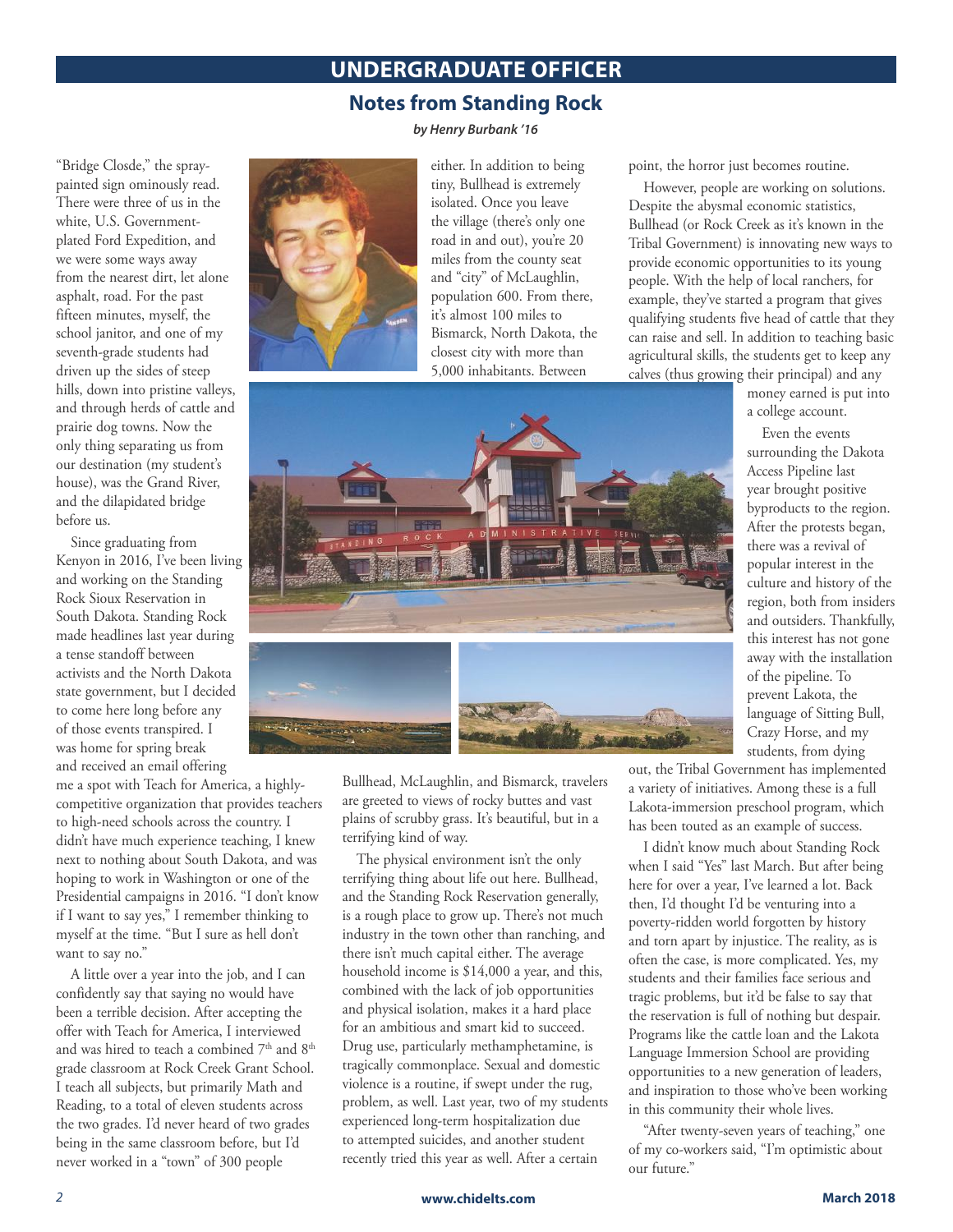## UNDERGRADUATE OFFICER

### Notes from Standing Rock

*by Henry Burbank '16*

"Bridge Closde," the spray-painted sign ominously read. There were three of us in the white, U.S. Government-plated Ford Expedition, and we were some ways away from the nearest dirt, let alone asphalt, road. For the past fifteen minutes, myself, the school janitor, and one of my seventh-grade students had driven up the sides of steep hills, down into pristine valleys, and through herds of cattle and prairie dog towns. Now the only thing separating us from our destination (my student's house), was the Grand River, and the dilapidated bridge before us.

Since graduating from Kenyon in 2016, I've been living and working on the Standing Rock Sioux Reservation in South Dakota. Standing Rock made headlines last year during a tense standoff between activists and the North Dakota state government, but I decided to come here long before any of those events transpired. I was home for spring break and received an email offering me a spot with Teach for America, a highly-competitive organization that provides teachers to high-need schools across the country. I didn't have much experience teaching, I knew next to nothing about South Dakota, and was hoping to work in Washington or one of the Presidential campaigns in 2016. "I don't know if I want to say yes," I remember thinking to myself at the time. "But I sure as hell don't want to say no."

A little over a year into the job, and I can confidently say that saying no would have been a terrible decision. After accepting the offer with Teach for America, I interviewed and was hired to teach a combined 7th and 8th grade classroom at Rock Creek Grant School. I teach all subjects, but primarily Math and Reading, to a total of eleven students across the two grades. I'd never heard of two grades being in the same classroom before, but I'd never worked in a "town" of 300 people either. In addition to being tiny, Bullhead is extremely isolated. Once you leave the village (there's only one road in and out), you're 20 miles from the county seat and "city" of McLaughlin, population 600. From there, it's almost 100 miles to Bismarck, North Dakota, the closest city with more than 5,000 inhabitants. Between Bullhead, McLaughlin, and Bismarck, travelers are greeted to views of rocky buttes and vast plains of scrubby grass. It's beautiful, but in a terrifying kind of way.

The physical environment isn't the only terrifying thing about life out here. Bullhead, and the Standing Rock Reservation generally, is a rough place to grow up. There's not much industry in the town other than ranching, and there isn't much capital either. The average household income is $14,000 a year, and this, combined with the lack of job opportunities and physical isolation, makes it a hard place for an ambitious and smart kid to succeed. Drug use, particularly methamphetamine, is tragically commonplace. Sexual and domestic violence is a routine, if swept under the rug, problem, as well. Last year, two of my students experienced long-term hospitalization due to attempted suicides, and another student recently tried this year as well. After a certain point, the horror just becomes routine.

However, people are working on solutions. Despite the abysmal economic statistics, Bullhead (or Rock Creek as it's known in the Tribal Government) is innovating new ways to provide economic opportunities to its young people. With the help of local ranchers, for example, they've started a program that gives qualifying students five head of cattle that they can raise and sell. In addition to teaching basic agricultural skills, the students get to keep any calves (thus growing their principal) and any money earned is put into a college account.

Even the events surrounding the Dakota Access Pipeline last year brought positive byproducts to the region. After the protests began, there was a revival of popular interest in the culture and history of the region, both from insiders and outsiders. Thankfully, this interest has not gone away with the installation of the pipeline. To prevent Lakota, the language of Sitting Bull, Crazy Horse, and my students, from dying out, the Tribal Government has implemented a variety of initiatives. Among these is a full Lakota-immersion preschool program, which has been touted as an example of success.

I didn't know much about Standing Rock when I said "Yes" last March. But after being here for over a year, I've learned a lot. Back then, I'd thought I'd be venturing into a poverty-ridden world forgotten by history and torn apart by injustice. The reality, as is often the case, is more complicated. Yes, my students and their families face serious and tragic problems, but it'd be false to say that the reservation is full of nothing but despair. Programs like the cattle loan and the Lakota Language Immersion School are providing opportunities to a new generation of leaders, and inspiration to those who've been working in this community their whole lives.

"After twenty-seven years of teaching," one of my co-workers said, "I'm optimistic about our future."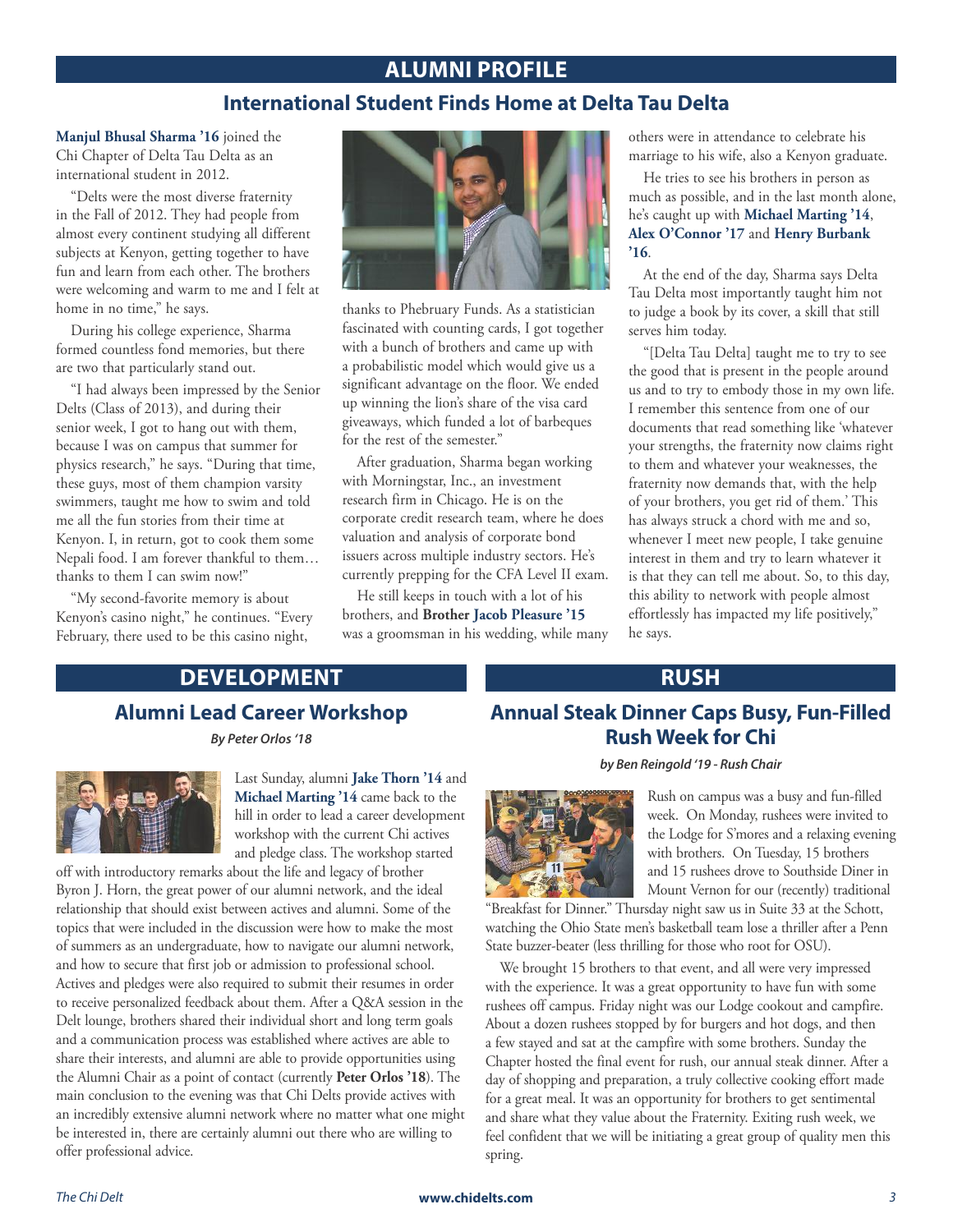# ALUMNI PROFILE

## International Student Finds Home at Delta Tau Delta

**Manjul Bhusal Sharma '16** joined the Chi Chapter of Delta Tau Delta as an international student in 2012.

"Delts were the most diverse fraternity in the Fall of 2012. They had people from almost every continent studying all different subjects at Kenyon, getting together to have fun and learn from each other. The brothers were welcoming and warm to me and I felt at home in no time," he says.

During his college experience, Sharma formed countless fond memories, but there are two that particularly stand out.

"I had always been impressed by the Senior Delts (Class of 2013), and during their senior week, I got to hang out with them, because I was on campus that summer for physics research," he says. "During that time, these guys, most of them champion varsity swimmers, taught me how to swim and told me all the fun stories from their time at Kenyon. I, in return, got to cook them some Nepali food. I am forever thankful to them… thanks to them I can swim now!"

"My second-favorite memory is about Kenyon's casino night," he continues. "Every February, there used to be this casino night, thanks to Phebruary Funds. As a statistician fascinated with counting cards, I got together with a bunch of brothers and came up with a probabilistic model which would give us a significant advantage on the floor. We ended up winning the lion's share of the visa card giveaways, which funded a lot of barbeques for the rest of the semester."

After graduation, Sharma began working with Morningstar, Inc., an investment research firm in Chicago. He is on the corporate credit research team, where he does valuation and analysis of corporate bond issuers across multiple industry sectors. He's currently prepping for the CFA Level II exam.

He still keeps in touch with a lot of his brothers, and **Brother Jacob Pleasure '15** was a groomsman in his wedding, while many others were in attendance to celebrate his marriage to his wife, also a Kenyon graduate.

He tries to see his brothers in person as much as possible, and in the last month alone, he's caught up with **Michael Marting '14**, **Alex O'Connor '17** and **Henry Burbank '16**.

At the end of the day, Sharma says Delta Tau Delta most importantly taught him not to judge a book by its cover, a skill that still serves him today.

"[Delta Tau Delta] taught me to try to see the good that is present in the people around us and to try to embody those in my own life. I remember this sentence from one of our documents that read something like 'whatever your strengths, the fraternity now claims right to them and whatever your weaknesses, the fraternity now demands that, with the help of your brothers, you get rid of them.' This has always struck a chord with me and so, whenever I meet new people, I take genuine interest in them and try to learn whatever it is that they can tell me about. So, to this day, this ability to network with people almost effortlessly has impacted my life positively," he says.

# DEVELOPMENT

## Alumni Lead Career Workshop

***By Peter Orlos '18***

Last Sunday, alumni **Jake Thorn '14** and **Michael Marting '14** came back to the hill in order to lead a career development workshop with the current Chi actives and pledge class. The workshop started off with introductory remarks about the life and legacy of brother Byron J. Horn, the great power of our alumni network, and the ideal relationship that should exist between actives and alumni. Some of the topics that were included in the discussion were how to make the most of summers as an undergraduate, how to navigate our alumni network, and how to secure that first job or admission to professional school. Actives and pledges were also required to submit their resumes in order to receive personalized feedback about them. After a Q&A session in the Delt lounge, brothers shared their individual short and long term goals and a communication process was established where actives are able to share their interests, and alumni are able to provide opportunities using the Alumni Chair as a point of contact (currently **Peter Orlos '18**). The main conclusion to the evening was that Chi Delts provide actives with an incredibly extensive alumni network where no matter what one might be interested in, there are certainly alumni out there who are willing to offer professional advice.

# RUSH

## Annual Steak Dinner Caps Busy, Fun-Filled Rush Week for Chi

***by Ben Reingold '19 - Rush Chair***

Rush on campus was a busy and fun-filled week. On Monday, rushees were invited to the Lodge for S'mores and a relaxing evening with brothers. On Tuesday, 15 brothers and 15 rushees drove to Southside Diner in Mount Vernon for our (recently) traditional "Breakfast for Dinner." Thursday night saw us in Suite 33 at the Schott, watching the Ohio State men's basketball team lose a thriller after a Penn State buzzer-beater (less thrilling for those who root for OSU).

We brought 15 brothers to that event, and all were very impressed with the experience. It was a great opportunity to have fun with some rushees off campus. Friday night was our Lodge cookout and campfire. About a dozen rushees stopped by for burgers and hot dogs, and then a few stayed and sat at the campfire with some brothers. Sunday the Chapter hosted the final event for rush, our annual steak dinner. After a day of shopping and preparation, a truly collective cooking effort made for a great meal. It was an opportunity for brothers to get sentimental and share what they value about the Fraternity. Exiting rush week, we feel confident that we will be initiating a great group of quality men this spring.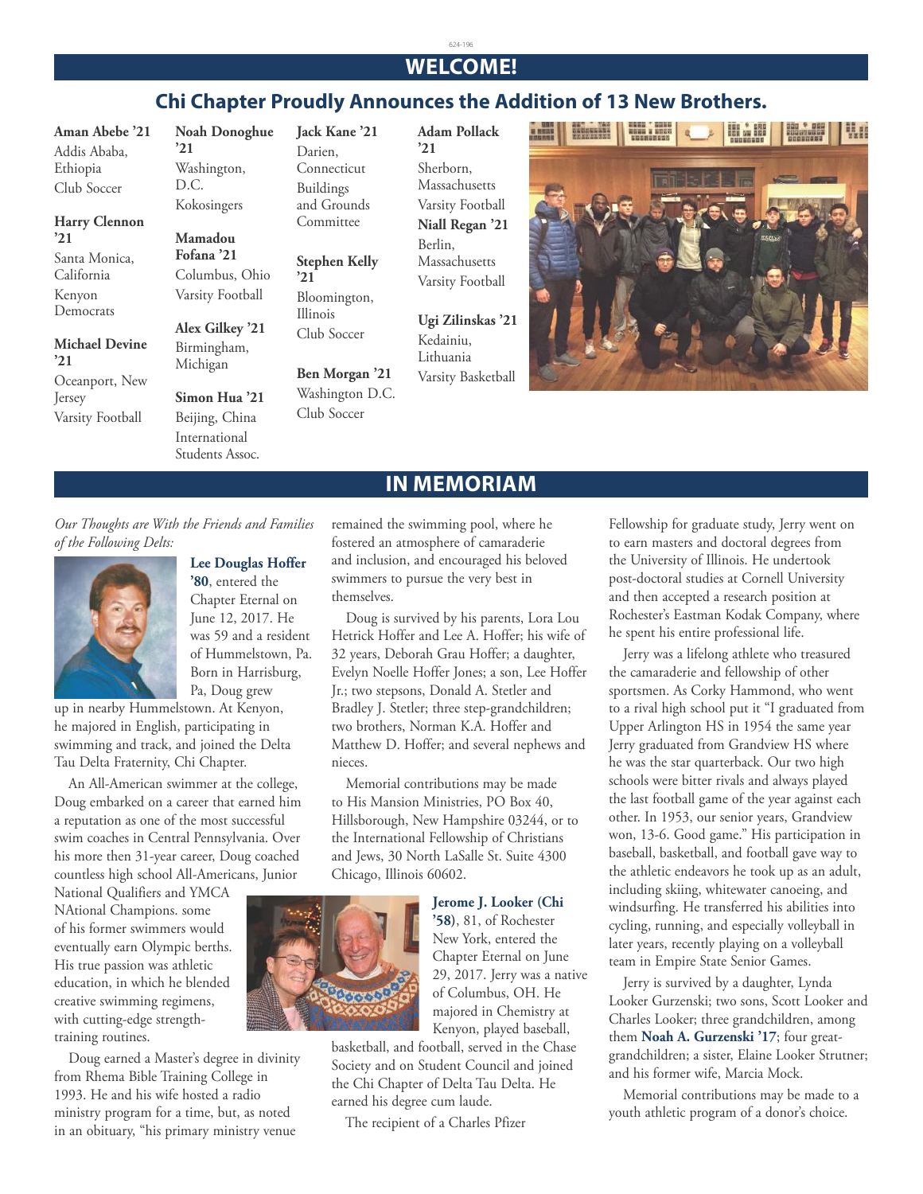# WELCOME!

## Chi Chapter Proudly Announces the Addition of 13 New Brothers.

**Aman Abebe '21**
Addis Ababa, Ethiopia
Club Soccer

**Harry Clennon '21**
Santa Monica, California
Kenyon Democrats

**Michael Devine '21**
Oceanport, New Jersey
Varsity Football

**Noah Donoghue '21**
Washington, D.C.
Kokosingers

**Mamadou Fofana '21**
Columbus, Ohio
Varsity Football

**Alex Gilkey '21**
Birmingham, Michigan

**Simon Hua '21**
Beijing, China
International Students Assoc.

**Jack Kane '21**
Darien, Connecticut
Buildings and Grounds Committee

**Stephen Kelly '21**
Bloomington, Illinois
Club Soccer

**Ben Morgan '21**
Washington D.C.
Club Soccer

**Adam Pollack '21**
Sherborn, Massachusetts
Varsity Football

**Niall Regan '21**
Berlin, Massachusetts
Varsity Football

**Ugi Zilinskas '21**
Kedainiu, Lithuania
Varsity Basketball

# IN MEMORIAM

*Our Thoughts are With the Friends and Families of the Following Delts:*

**Lee Douglas Hoffer '80**, entered the Chapter Eternal on June 12, 2017. He was 59 and a resident of Hummelstown, Pa. Born in Harrisburg, Pa, Doug grew up in nearby Hummelstown. At Kenyon, he majored in English, participating in swimming and track, and joined the Delta Tau Delta Fraternity, Chi Chapter.

An All-American swimmer at the college, Doug embarked on a career that earned him a reputation as one of the most successful swim coaches in Central Pennsylvania. Over his more then 31-year career, Doug coached countless high school All-Americans, Junior National Qualifiers and YMCA NAtional Champions. some of his former swimmers would eventually earn Olympic berths. His true passion was athletic education, in which he blended creative swimming regimens, with cutting-edge strength-training routines.

Doug earned a Master's degree in divinity from Rhema Bible Training College in 1993. He and his wife hosted a radio ministry program for a time, but, as noted in an obituary, "his primary ministry venue remained the swimming pool, where he fostered an atmosphere of camaraderie and inclusion, and encouraged his beloved swimmers to pursue the very best in themselves.

Doug is survived by his parents, Lora Lou Hetrick Hoffer and Lee A. Hoffer; his wife of 32 years, Deborah Grau Hoffer; a daughter, Evelyn Noelle Hoffer Jones; a son, Lee Hoffer Jr.; two stepsons, Donald A. Stetler and Bradley J. Stetler; three step-grandchildren; two brothers, Norman K.A. Hoffer and Matthew D. Hoffer; and several nephews and nieces.

Memorial contributions may be made to His Mansion Ministries, PO Box 40, Hillsborough, New Hampshire 03244, or to the International Fellowship of Christians and Jews, 30 North LaSalle St. Suite 4300 Chicago, Illinois 60602.

**Jerome J. Looker (Chi '58)**, 81, of Rochester New York, entered the Chapter Eternal on June 29, 2017. Jerry was a native of Columbus, OH. He majored in Chemistry at Kenyon, played baseball, basketball, and football, served in the Chase Society and on Student Council and joined the Chi Chapter of Delta Tau Delta. He earned his degree cum laude.

The recipient of a Charles Pfizer Fellowship for graduate study, Jerry went on to earn masters and doctoral degrees from the University of Illinois. He undertook post-doctoral studies at Cornell University and then accepted a research position at Rochester's Eastman Kodak Company, where he spent his entire professional life.

Jerry was a lifelong athlete who treasured the camaraderie and fellowship of other sportsmen. As Corky Hammond, who went to a rival high school put it "I graduated from Upper Arlington HS in 1954 the same year Jerry graduated from Grandview HS where he was the star quarterback. Our two high schools were bitter rivals and always played the last football game of the year against each other. In 1953, our senior years, Grandview won, 13-6. Good game." His participation in baseball, basketball, and football gave way to the athletic endeavors he took up as an adult, including skiing, whitewater canoeing, and windsurfing. He transferred his abilities into cycling, running, and especially volleyball in later years, recently playing on a volleyball team in Empire State Senior Games.

Jerry is survived by a daughter, Lynda Looker Gurzenski; two sons, Scott Looker and Charles Looker; three grandchildren, among them **Noah A. Gurzenski '17**; four great-grandchildren; a sister, Elaine Looker Strutner; and his former wife, Marcia Mock.

Memorial contributions may be made to a youth athletic program of a donor's choice.